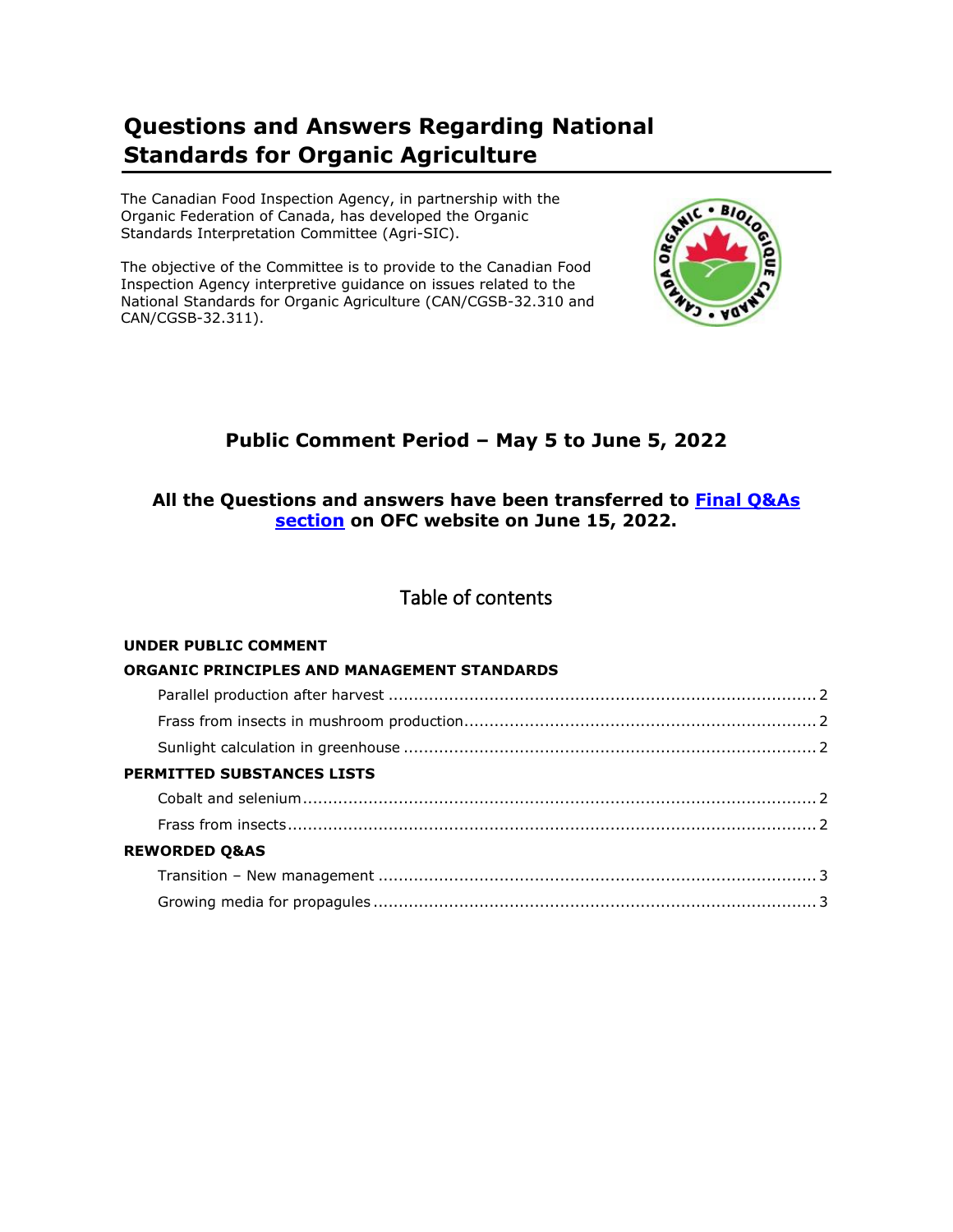# Questions and Answers Regarding National Standards for Organic Agriculture

The Canadian Food Inspection Agency, in partnership with the Organic Federation of Canada, has developed the Organic Standards Interpretation Committee (Agri-SIC).

The objective of the Committee is to provide to the Canadian Food Inspection Agency interpretive guidance on issues related to the National Standards for Organic Agriculture (CAN/CGSB-32.310 and CAN/CGSB-32.311).

## Public Comment Period – May 5 to June 5, 2022

**All the Questions and answers have been transferred to [Final Q&As section](#) on OFC website on June 15, 2022.**

## Table of contents

**UNDER PUBLIC COMMENT**

**ORGANIC PRINCIPLES AND MANAGEMENT STANDARDS**

- Parallel production after harvest ........ 2
- Frass from insects in mushroom production ........ 2
- Sunlight calculation in greenhouse ........ 2

**PERMITTED SUBSTANCES LISTS**

- Cobalt and selenium ........ 2
- Frass from insects ........ 2

**REWORDED Q&AS**

- Transition – New management ........ 3
- Growing media for propagules ........ 3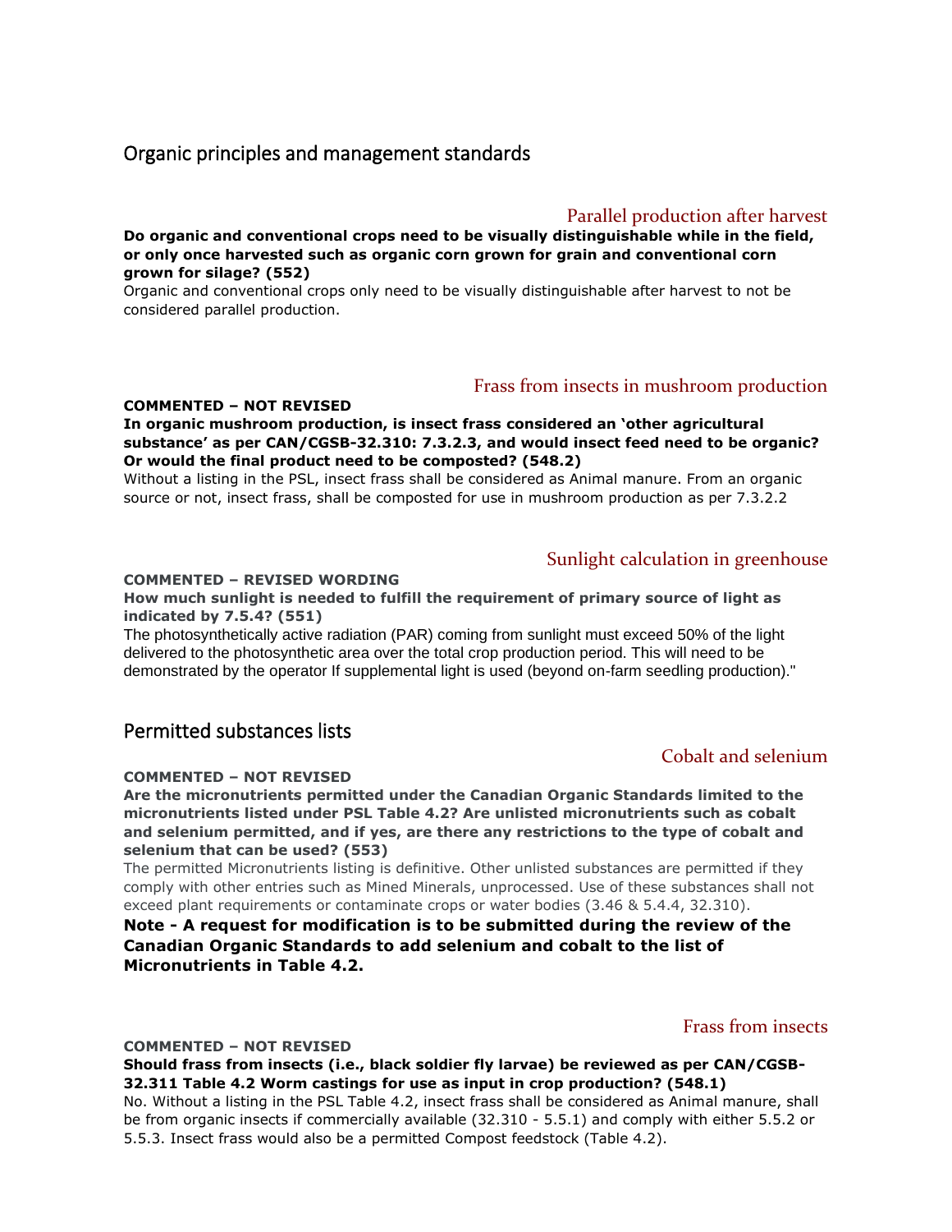## Organic principles and management standards

### Parallel production after harvest

**Do organic and conventional crops need to be visually distinguishable while in the field, or only once harvested such as organic corn grown for grain and conventional corn grown for silage? (552)**

Organic and conventional crops only need to be visually distinguishable after harvest to not be considered parallel production.

### Frass from insects in mushroom production

**COMMENTED – NOT REVISED**

**In organic mushroom production, is insect frass considered an 'other agricultural substance' as per CAN/CGSB-32.310: 7.3.2.3, and would insect feed need to be organic? Or would the final product need to be composted? (548.2)**

Without a listing in the PSL, insect frass shall be considered as Animal manure. From an organic source or not, insect frass, shall be composted for use in mushroom production as per 7.3.2.2

### Sunlight calculation in greenhouse

**COMMENTED – REVISED WORDING**

**How much sunlight is needed to fulfill the requirement of primary source of light as indicated by 7.5.4? (551)**

The photosynthetically active radiation (PAR) coming from sunlight must exceed 50% of the light delivered to the photosynthetic area over the total crop production period. This will need to be demonstrated by the operator If supplemental light is used (beyond on-farm seedling production)."

## Permitted substances lists

### Cobalt and selenium

**COMMENTED – NOT REVISED**

**Are the micronutrients permitted under the Canadian Organic Standards limited to the micronutrients listed under PSL Table 4.2? Are unlisted micronutrients such as cobalt and selenium permitted, and if yes, are there any restrictions to the type of cobalt and selenium that can be used? (553)**

The permitted Micronutrients listing is definitive. Other unlisted substances are permitted if they comply with other entries such as Mined Minerals, unprocessed. Use of these substances shall not exceed plant requirements or contaminate crops or water bodies (3.46 & 5.4.4, 32.310).

**Note - A request for modification is to be submitted during the review of the Canadian Organic Standards to add selenium and cobalt to the list of Micronutrients in Table 4.2.**

### Frass from insects

**COMMENTED – NOT REVISED**

**Should frass from insects (i.e., black soldier fly larvae) be reviewed as per CAN/CGSB-32.311 Table 4.2 Worm castings for use as input in crop production? (548.1)**

No. Without a listing in the PSL Table 4.2, insect frass shall be considered as Animal manure, shall be from organic insects if commercially available (32.310 - 5.5.1) and comply with either 5.5.2 or 5.5.3. Insect frass would also be a permitted Compost feedstock (Table 4.2).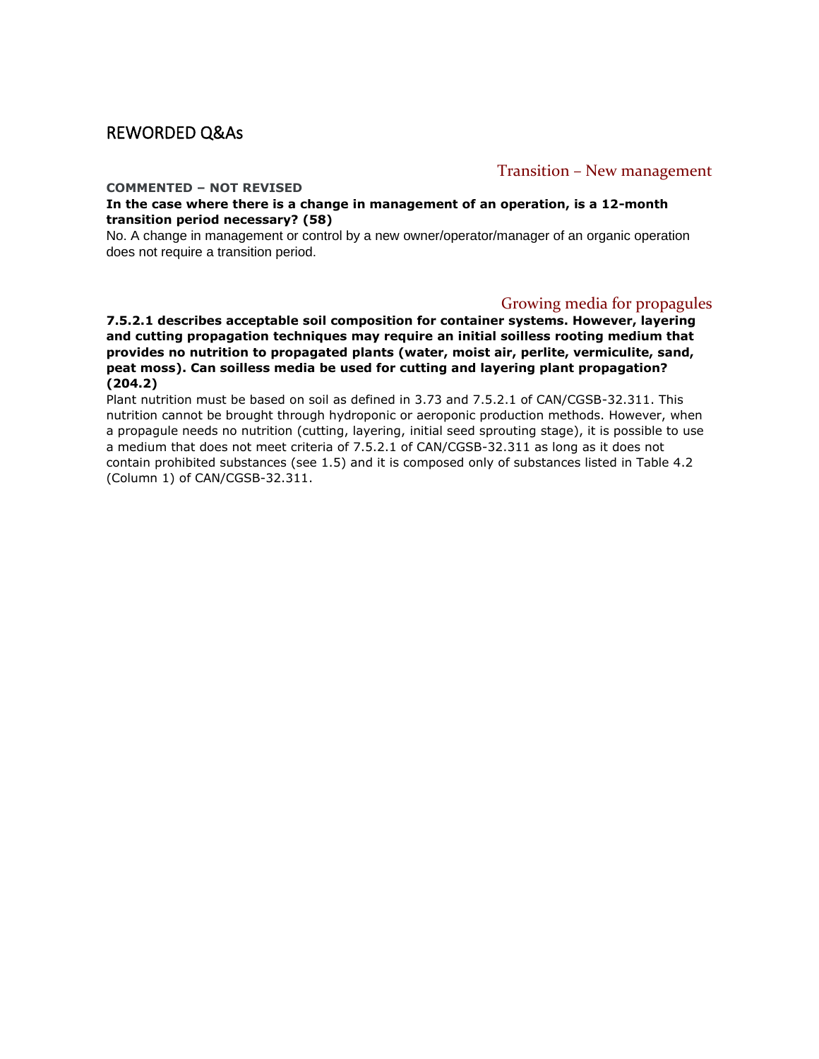## REWORDED Q&As

### Transition – New management

**COMMENTED – NOT REVISED**

**In the case where there is a change in management of an operation, is a 12-month transition period necessary? (58)**

No. A change in management or control by a new owner/operator/manager of an organic operation does not require a transition period.

### Growing media for propagules

**7.5.2.1 describes acceptable soil composition for container systems. However, layering and cutting propagation techniques may require an initial soilless rooting medium that provides no nutrition to propagated plants (water, moist air, perlite, vermiculite, sand, peat moss). Can soilless media be used for cutting and layering plant propagation? (204.2)**

Plant nutrition must be based on soil as defined in 3.73 and 7.5.2.1 of CAN/CGSB-32.311. This nutrition cannot be brought through hydroponic or aeroponic production methods. However, when a propagule needs no nutrition (cutting, layering, initial seed sprouting stage), it is possible to use a medium that does not meet criteria of 7.5.2.1 of CAN/CGSB-32.311 as long as it does not contain prohibited substances (see 1.5) and it is composed only of substances listed in Table 4.2 (Column 1) of CAN/CGSB-32.311.